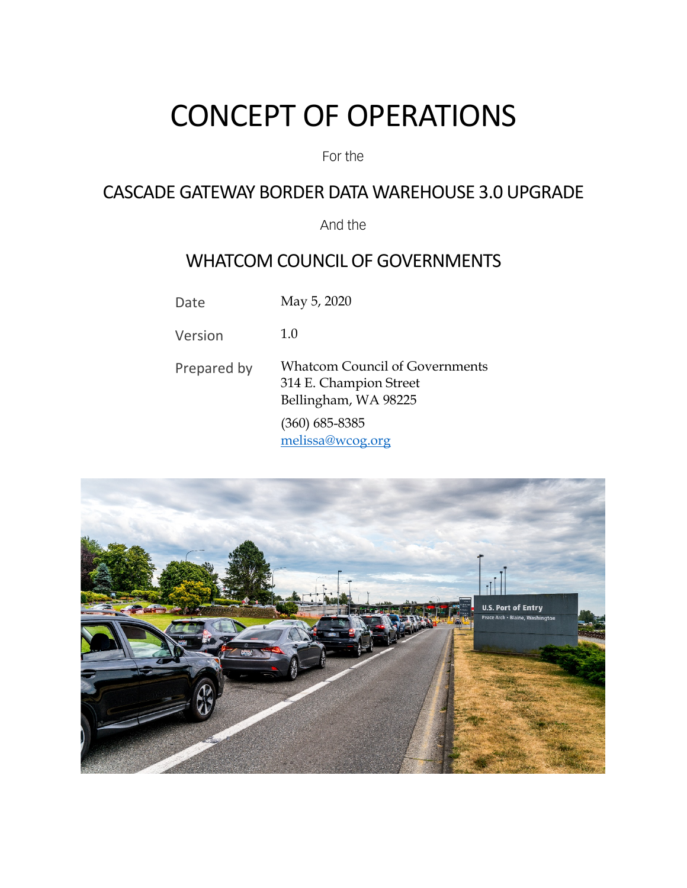# CONCEPT OF OPERATIONS

For the

## CASCADE GATEWAY BORDER DATA WAREHOUSE 3.0 UPGRADE

And the

## WHATCOM COUNCIL OF GOVERNMENTS

| | |
|---|---|
| Date | May 5, 2020 |
| Version | 1.0 |
| Prepared by | Whatcom Council of Governments<br>314 E. Champion Street<br>Bellingham, WA 98225<br>(360) 685-8385<br>melissa@wcog.org |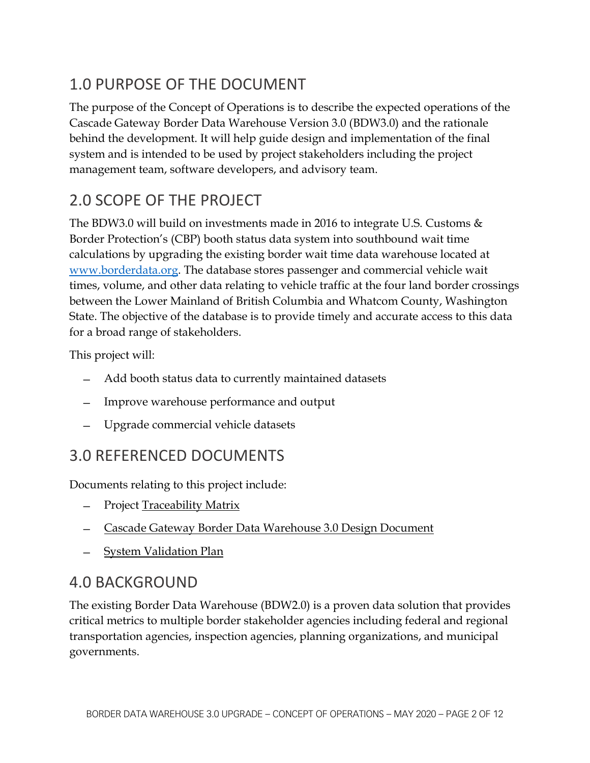## 1.0 PURPOSE OF THE DOCUMENT

The purpose of the Concept of Operations is to describe the expected operations of the Cascade Gateway Border Data Warehouse Version 3.0 (BDW3.0) and the rationale behind the development. It will help guide design and implementation of the final system and is intended to be used by project stakeholders including the project management team, software developers, and advisory team.

## 2.0 SCOPE OF THE PROJECT

The BDW3.0 will build on investments made in 2016 to integrate U.S. Customs & Border Protection's (CBP) booth status data system into southbound wait time calculations by upgrading the existing border wait time data warehouse located at [www.borderdata.org](http://www.borderdata.org). The database stores passenger and commercial vehicle wait times, volume, and other data relating to vehicle traffic at the four land border crossings between the Lower Mainland of British Columbia and Whatcom County, Washington State. The objective of the database is to provide timely and accurate access to this data for a broad range of stakeholders.

This project will:

- Add booth status data to currently maintained datasets
- Improve warehouse performance and output
- Upgrade commercial vehicle datasets

## 3.0 REFERENCED DOCUMENTS

Documents relating to this project include:

- Project Traceability Matrix
- Cascade Gateway Border Data Warehouse 3.0 Design Document
- System Validation Plan

## 4.0 BACKGROUND

The existing Border Data Warehouse (BDW2.0) is a proven data solution that provides critical metrics to multiple border stakeholder agencies including federal and regional transportation agencies, inspection agencies, planning organizations, and municipal governments.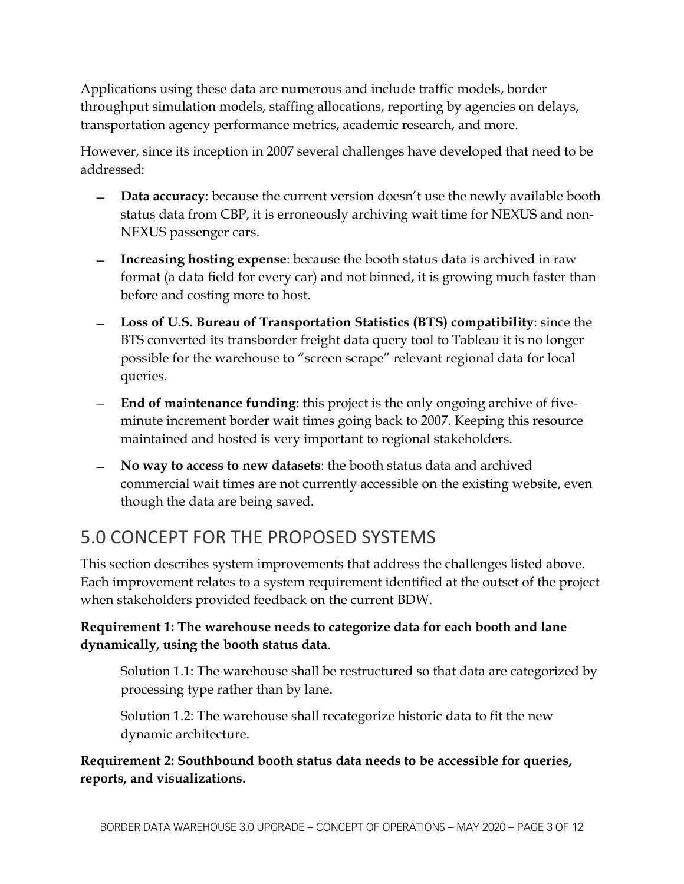Applications using these data are numerous and include traffic models, border throughput simulation models, staffing allocations, reporting by agencies on delays, transportation agency performance metrics, academic research, and more.

However, since its inception in 2007 several challenges have developed that need to be addressed:

- **Data accuracy**: because the current version doesn't use the newly available booth status data from CBP, it is erroneously archiving wait time for NEXUS and non-NEXUS passenger cars.
- **Increasing hosting expense**: because the booth status data is archived in raw format (a data field for every car) and not binned, it is growing much faster than before and costing more to host.
- **Loss of U.S. Bureau of Transportation Statistics (BTS) compatibility**: since the BTS converted its transborder freight data query tool to Tableau it is no longer possible for the warehouse to "screen scrape" relevant regional data for local queries.
- **End of maintenance funding**: this project is the only ongoing archive of five-minute increment border wait times going back to 2007. Keeping this resource maintained and hosted is very important to regional stakeholders.
- **No way to access to new datasets**: the booth status data and archived commercial wait times are not currently accessible on the existing website, even though the data are being saved.

# 5.0 CONCEPT FOR THE PROPOSED SYSTEMS

This section describes system improvements that address the challenges listed above. Each improvement relates to a system requirement identified at the outset of the project when stakeholders provided feedback on the current BDW.

**Requirement 1: The warehouse needs to categorize data for each booth and lane dynamically, using the booth status data**.

Solution 1.1: The warehouse shall be restructured so that data are categorized by processing type rather than by lane.

Solution 1.2: The warehouse shall recategorize historic data to fit the new dynamic architecture.

**Requirement 2: Southbound booth status data needs to be accessible for queries, reports, and visualizations.**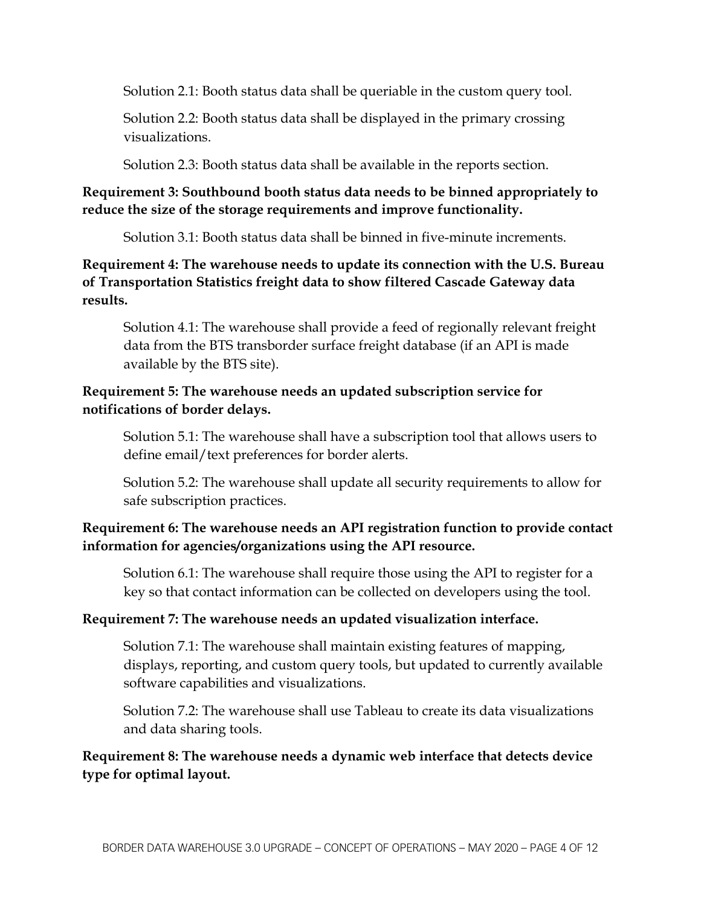Solution 2.1: Booth status data shall be queriable in the custom query tool.

Solution 2.2: Booth status data shall be displayed in the primary crossing visualizations.

Solution 2.3: Booth status data shall be available in the reports section.

**Requirement 3: Southbound booth status data needs to be binned appropriately to reduce the size of the storage requirements and improve functionality.**

Solution 3.1: Booth status data shall be binned in five-minute increments.

**Requirement 4: The warehouse needs to update its connection with the U.S. Bureau of Transportation Statistics freight data to show filtered Cascade Gateway data results.**

Solution 4.1: The warehouse shall provide a feed of regionally relevant freight data from the BTS transborder surface freight database (if an API is made available by the BTS site).

**Requirement 5: The warehouse needs an updated subscription service for notifications of border delays.**

Solution 5.1: The warehouse shall have a subscription tool that allows users to define email/text preferences for border alerts.

Solution 5.2: The warehouse shall update all security requirements to allow for safe subscription practices.

**Requirement 6: The warehouse needs an API registration function to provide contact information for agencies/organizations using the API resource.**

Solution 6.1: The warehouse shall require those using the API to register for a key so that contact information can be collected on developers using the tool.

**Requirement 7: The warehouse needs an updated visualization interface.**

Solution 7.1: The warehouse shall maintain existing features of mapping, displays, reporting, and custom query tools, but updated to currently available software capabilities and visualizations.

Solution 7.2: The warehouse shall use Tableau to create its data visualizations and data sharing tools.

**Requirement 8: The warehouse needs a dynamic web interface that detects device type for optimal layout.**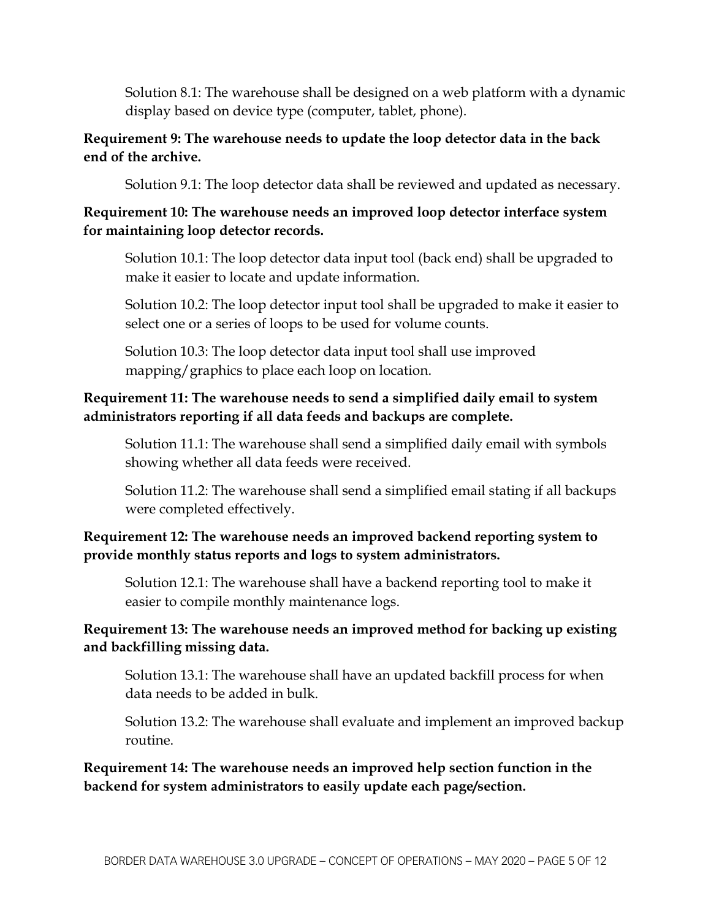Solution 8.1: The warehouse shall be designed on a web platform with a dynamic display based on device type (computer, tablet, phone).

**Requirement 9: The warehouse needs to update the loop detector data in the back end of the archive.**

Solution 9.1: The loop detector data shall be reviewed and updated as necessary.

**Requirement 10: The warehouse needs an improved loop detector interface system for maintaining loop detector records.**

Solution 10.1: The loop detector data input tool (back end) shall be upgraded to make it easier to locate and update information.

Solution 10.2: The loop detector input tool shall be upgraded to make it easier to select one or a series of loops to be used for volume counts.

Solution 10.3: The loop detector data input tool shall use improved mapping/graphics to place each loop on location.

**Requirement 11: The warehouse needs to send a simplified daily email to system administrators reporting if all data feeds and backups are complete.**

Solution 11.1: The warehouse shall send a simplified daily email with symbols showing whether all data feeds were received.

Solution 11.2: The warehouse shall send a simplified email stating if all backups were completed effectively.

**Requirement 12: The warehouse needs an improved backend reporting system to provide monthly status reports and logs to system administrators.**

Solution 12.1: The warehouse shall have a backend reporting tool to make it easier to compile monthly maintenance logs.

**Requirement 13: The warehouse needs an improved method for backing up existing and backfilling missing data.**

Solution 13.1: The warehouse shall have an updated backfill process for when data needs to be added in bulk.

Solution 13.2: The warehouse shall evaluate and implement an improved backup routine.

**Requirement 14: The warehouse needs an improved help section function in the backend for system administrators to easily update each page/section.**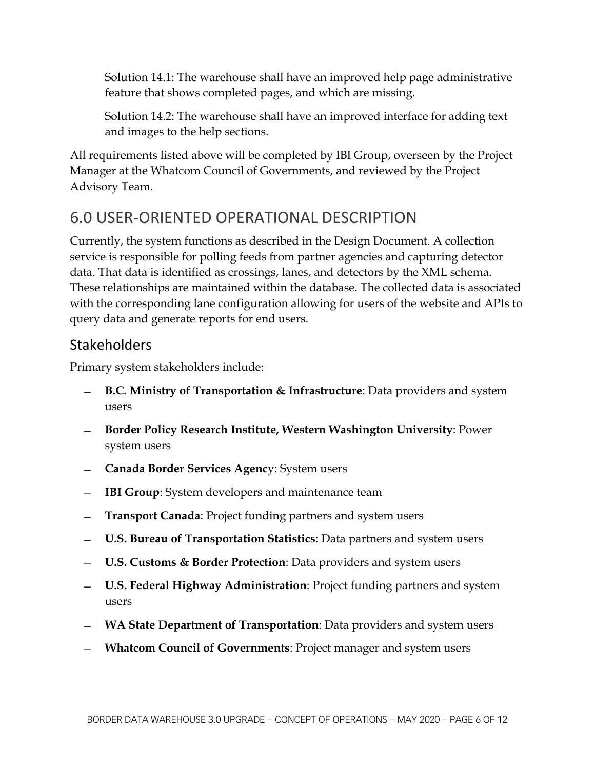Solution 14.1: The warehouse shall have an improved help page administrative feature that shows completed pages, and which are missing.

Solution 14.2: The warehouse shall have an improved interface for adding text and images to the help sections.

All requirements listed above will be completed by IBI Group, overseen by the Project Manager at the Whatcom Council of Governments, and reviewed by the Project Advisory Team.

# 6.0 USER-ORIENTED OPERATIONAL DESCRIPTION

Currently, the system functions as described in the Design Document. A collection service is responsible for polling feeds from partner agencies and capturing detector data. That data is identified as crossings, lanes, and detectors by the XML schema. These relationships are maintained within the database. The collected data is associated with the corresponding lane configuration allowing for users of the website and APIs to query data and generate reports for end users.

## Stakeholders

Primary system stakeholders include:

- **B.C. Ministry of Transportation & Infrastructure**: Data providers and system users
- **Border Policy Research Institute, Western Washington University**: Power system users
- **Canada Border Services Agenc**y: System users
- **IBI Group**: System developers and maintenance team
- **Transport Canada**: Project funding partners and system users
- **U.S. Bureau of Transportation Statistics**: Data partners and system users
- **U.S. Customs & Border Protection**: Data providers and system users
- **U.S. Federal Highway Administration**: Project funding partners and system users
- **WA State Department of Transportation**: Data providers and system users
- **Whatcom Council of Governments**: Project manager and system users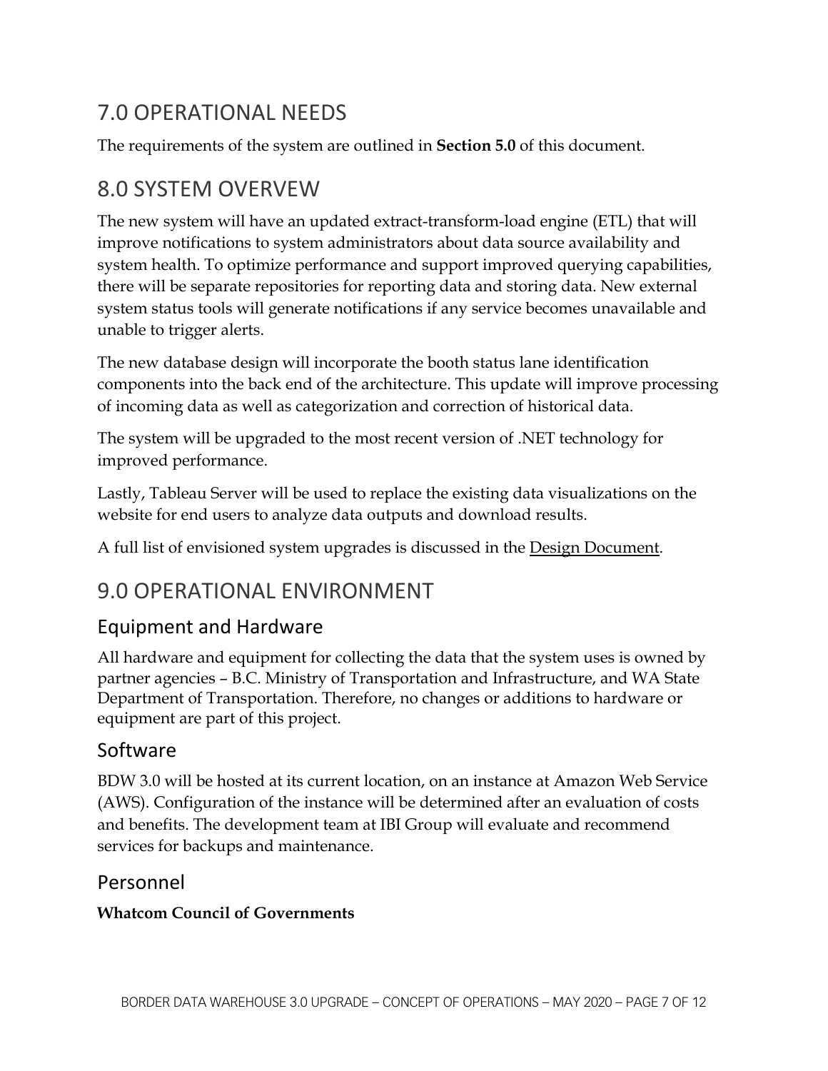# 7.0 OPERATIONAL NEEDS

The requirements of the system are outlined in **Section 5.0** of this document.

# 8.0 SYSTEM OVERVEW

The new system will have an updated extract-transform-load engine (ETL) that will improve notifications to system administrators about data source availability and system health. To optimize performance and support improved querying capabilities, there will be separate repositories for reporting data and storing data. New external system status tools will generate notifications if any service becomes unavailable and unable to trigger alerts.

The new database design will incorporate the booth status lane identification components into the back end of the architecture. This update will improve processing of incoming data as well as categorization and correction of historical data.

The system will be upgraded to the most recent version of .NET technology for improved performance.

Lastly, Tableau Server will be used to replace the existing data visualizations on the website for end users to analyze data outputs and download results.

A full list of envisioned system upgrades is discussed in the Design Document.

# 9.0 OPERATIONAL ENVIRONMENT

## Equipment and Hardware

All hardware and equipment for collecting the data that the system uses is owned by partner agencies – B.C. Ministry of Transportation and Infrastructure, and WA State Department of Transportation. Therefore, no changes or additions to hardware or equipment are part of this project.

## Software

BDW 3.0 will be hosted at its current location, on an instance at Amazon Web Service (AWS). Configuration of the instance will be determined after an evaluation of costs and benefits. The development team at IBI Group will evaluate and recommend services for backups and maintenance.

## Personnel

**Whatcom Council of Governments**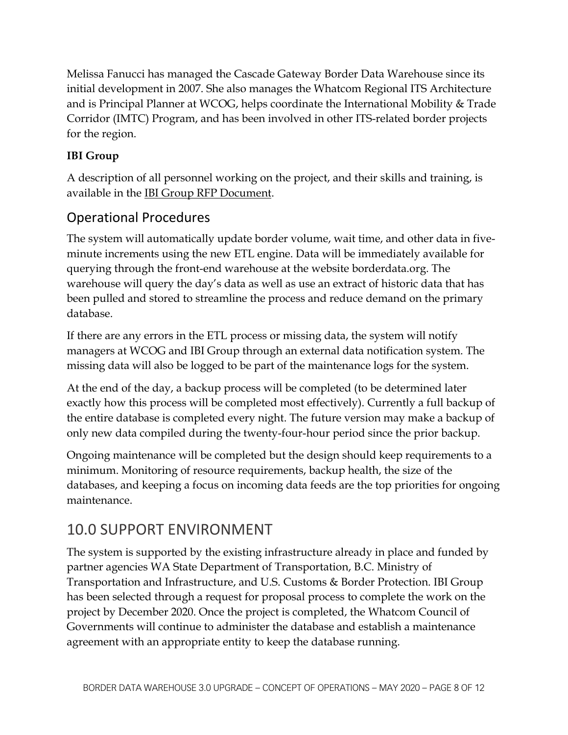Melissa Fanucci has managed the Cascade Gateway Border Data Warehouse since its initial development in 2007. She also manages the Whatcom Regional ITS Architecture and is Principal Planner at WCOG, helps coordinate the International Mobility & Trade Corridor (IMTC) Program, and has been involved in other ITS-related border projects for the region.

**IBI Group**

A description of all personnel working on the project, and their skills and training, is available in the IBI Group RFP Document.

## Operational Procedures

The system will automatically update border volume, wait time, and other data in five-minute increments using the new ETL engine. Data will be immediately available for querying through the front-end warehouse at the website borderdata.org. The warehouse will query the day's data as well as use an extract of historic data that has been pulled and stored to streamline the process and reduce demand on the primary database.

If there are any errors in the ETL process or missing data, the system will notify managers at WCOG and IBI Group through an external data notification system. The missing data will also be logged to be part of the maintenance logs for the system.

At the end of the day, a backup process will be completed (to be determined later exactly how this process will be completed most effectively). Currently a full backup of the entire database is completed every night. The future version may make a backup of only new data compiled during the twenty-four-hour period since the prior backup.

Ongoing maintenance will be completed but the design should keep requirements to a minimum. Monitoring of resource requirements, backup health, the size of the databases, and keeping a focus on incoming data feeds are the top priorities for ongoing maintenance.

# 10.0 SUPPORT ENVIRONMENT

The system is supported by the existing infrastructure already in place and funded by partner agencies WA State Department of Transportation, B.C. Ministry of Transportation and Infrastructure, and U.S. Customs & Border Protection. IBI Group has been selected through a request for proposal process to complete the work on the project by December 2020. Once the project is completed, the Whatcom Council of Governments will continue to administer the database and establish a maintenance agreement with an appropriate entity to keep the database running.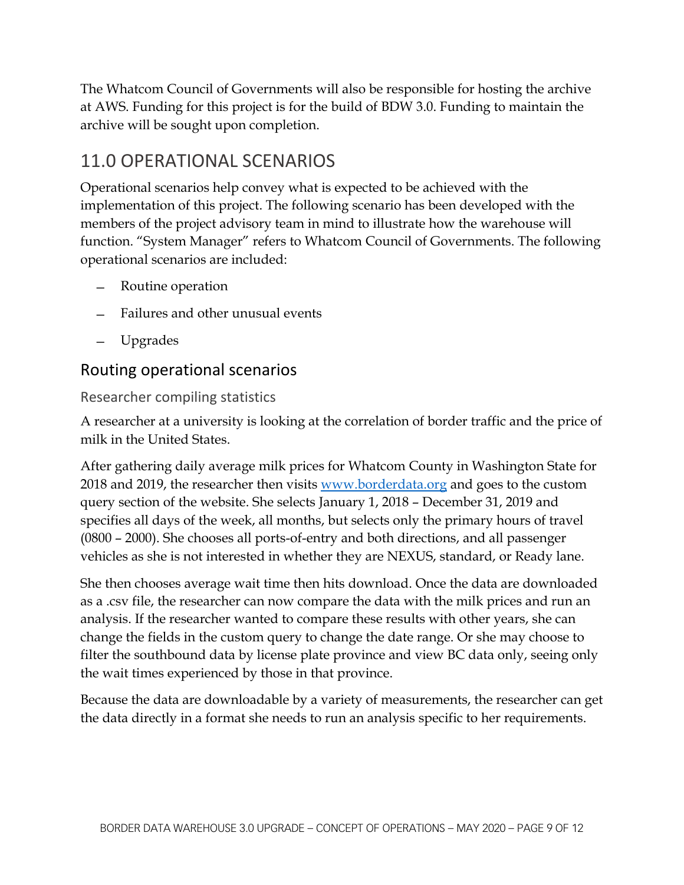The Whatcom Council of Governments will also be responsible for hosting the archive at AWS. Funding for this project is for the build of BDW 3.0. Funding to maintain the archive will be sought upon completion.

# 11.0 OPERATIONAL SCENARIOS

Operational scenarios help convey what is expected to be achieved with the implementation of this project. The following scenario has been developed with the members of the project advisory team in mind to illustrate how the warehouse will function. "System Manager" refers to Whatcom Council of Governments. The following operational scenarios are included:

- Routine operation
- Failures and other unusual events
- Upgrades

## Routing operational scenarios

### Researcher compiling statistics

A researcher at a university is looking at the correlation of border traffic and the price of milk in the United States.

After gathering daily average milk prices for Whatcom County in Washington State for 2018 and 2019, the researcher then visits [www.borderdata.org](http://www.borderdata.org) and goes to the custom query section of the website. She selects January 1, 2018 – December 31, 2019 and specifies all days of the week, all months, but selects only the primary hours of travel (0800 – 2000). She chooses all ports-of-entry and both directions, and all passenger vehicles as she is not interested in whether they are NEXUS, standard, or Ready lane.

She then chooses average wait time then hits download. Once the data are downloaded as a .csv file, the researcher can now compare the data with the milk prices and run an analysis. If the researcher wanted to compare these results with other years, she can change the fields in the custom query to change the date range. Or she may choose to filter the southbound data by license plate province and view BC data only, seeing only the wait times experienced by those in that province.

Because the data are downloadable by a variety of measurements, the researcher can get the data directly in a format she needs to run an analysis specific to her requirements.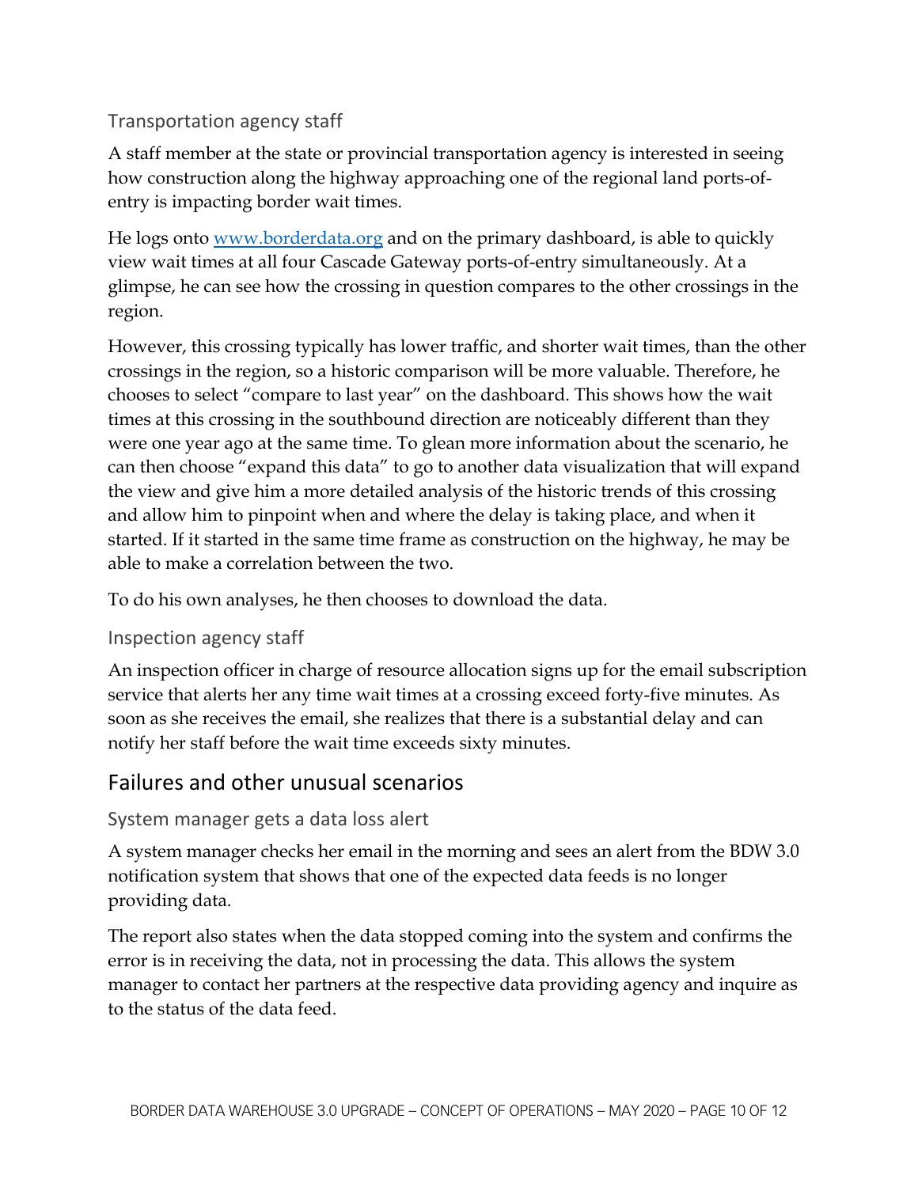### Transportation agency staff

A staff member at the state or provincial transportation agency is interested in seeing how construction along the highway approaching one of the regional land ports-of-entry is impacting border wait times.

He logs onto [www.borderdata.org](http://www.borderdata.org) and on the primary dashboard, is able to quickly view wait times at all four Cascade Gateway ports-of-entry simultaneously. At a glimpse, he can see how the crossing in question compares to the other crossings in the region.

However, this crossing typically has lower traffic, and shorter wait times, than the other crossings in the region, so a historic comparison will be more valuable. Therefore, he chooses to select "compare to last year" on the dashboard. This shows how the wait times at this crossing in the southbound direction are noticeably different than they were one year ago at the same time. To glean more information about the scenario, he can then choose "expand this data" to go to another data visualization that will expand the view and give him a more detailed analysis of the historic trends of this crossing and allow him to pinpoint when and where the delay is taking place, and when it started. If it started in the same time frame as construction on the highway, he may be able to make a correlation between the two.

To do his own analyses, he then chooses to download the data.

### Inspection agency staff

An inspection officer in charge of resource allocation signs up for the email subscription service that alerts her any time wait times at a crossing exceed forty-five minutes. As soon as she receives the email, she realizes that there is a substantial delay and can notify her staff before the wait time exceeds sixty minutes.

## Failures and other unusual scenarios

### System manager gets a data loss alert

A system manager checks her email in the morning and sees an alert from the BDW 3.0 notification system that shows that one of the expected data feeds is no longer providing data.

The report also states when the data stopped coming into the system and confirms the error is in receiving the data, not in processing the data. This allows the system manager to contact her partners at the respective data providing agency and inquire as to the status of the data feed.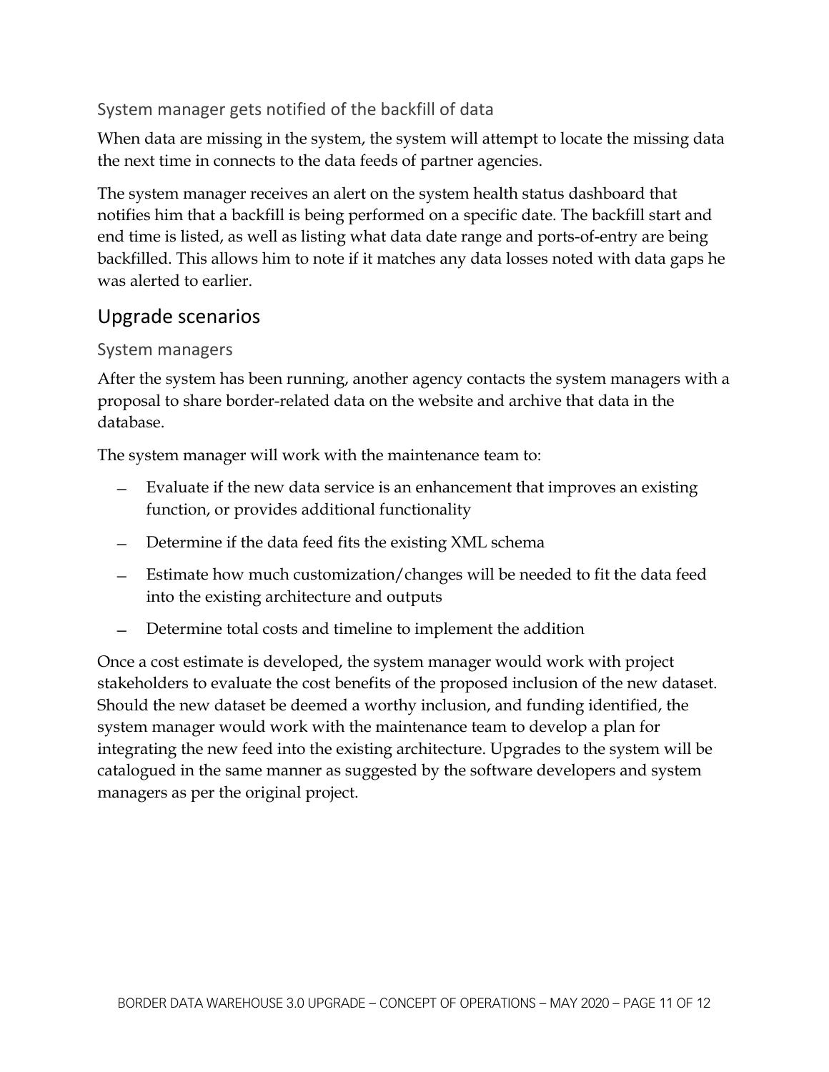### System manager gets notified of the backfill of data

When data are missing in the system, the system will attempt to locate the missing data the next time in connects to the data feeds of partner agencies.

The system manager receives an alert on the system health status dashboard that notifies him that a backfill is being performed on a specific date. The backfill start and end time is listed, as well as listing what data date range and ports-of-entry are being backfilled. This allows him to note if it matches any data losses noted with data gaps he was alerted to earlier.

## Upgrade scenarios

### System managers

After the system has been running, another agency contacts the system managers with a proposal to share border-related data on the website and archive that data in the database.

The system manager will work with the maintenance team to:

- Evaluate if the new data service is an enhancement that improves an existing function, or provides additional functionality
- Determine if the data feed fits the existing XML schema
- Estimate how much customization/changes will be needed to fit the data feed into the existing architecture and outputs
- Determine total costs and timeline to implement the addition

Once a cost estimate is developed, the system manager would work with project stakeholders to evaluate the cost benefits of the proposed inclusion of the new dataset. Should the new dataset be deemed a worthy inclusion, and funding identified, the system manager would work with the maintenance team to develop a plan for integrating the new feed into the existing architecture. Upgrades to the system will be catalogued in the same manner as suggested by the software developers and system managers as per the original project.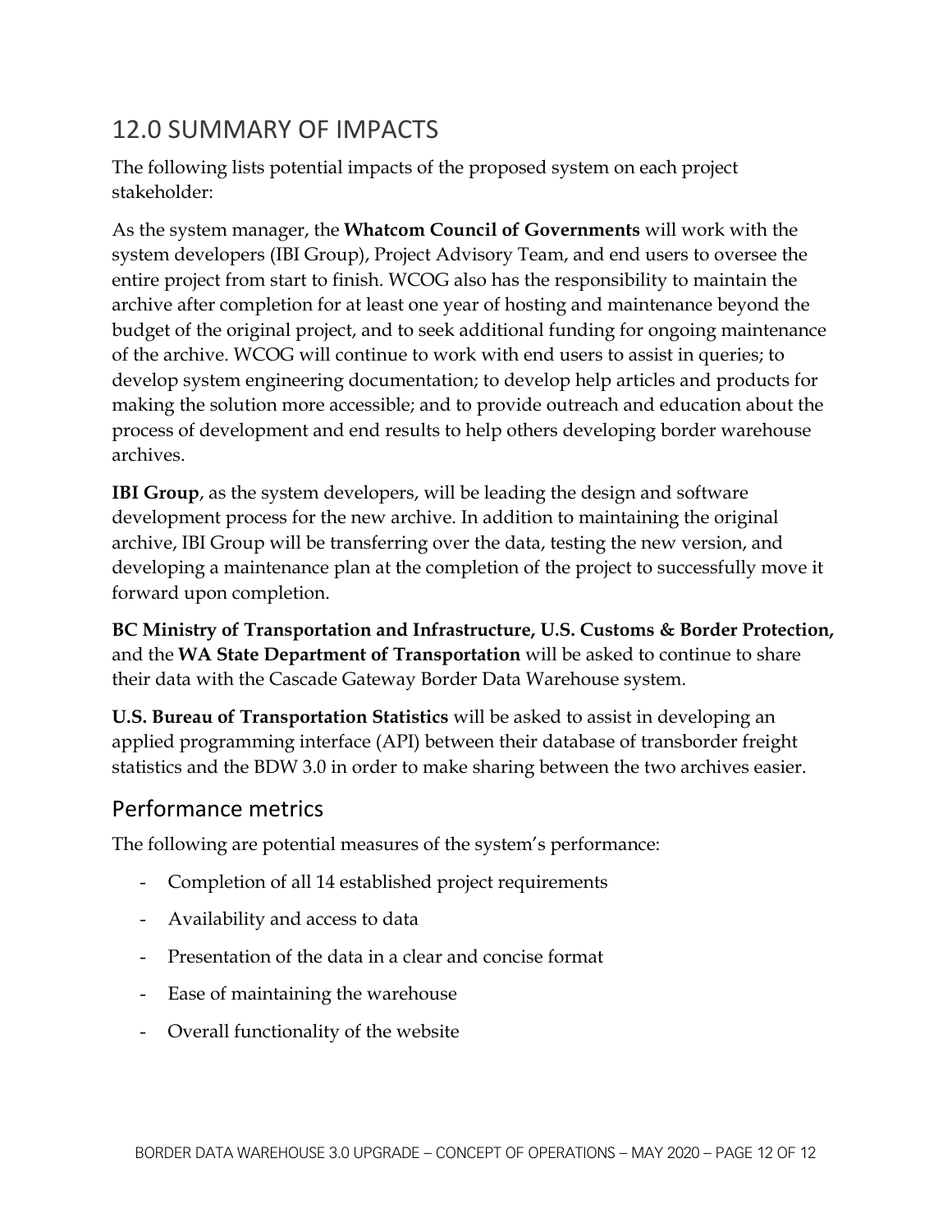# 12.0 SUMMARY OF IMPACTS

The following lists potential impacts of the proposed system on each project stakeholder:

As the system manager, the **Whatcom Council of Governments** will work with the system developers (IBI Group), Project Advisory Team, and end users to oversee the entire project from start to finish. WCOG also has the responsibility to maintain the archive after completion for at least one year of hosting and maintenance beyond the budget of the original project, and to seek additional funding for ongoing maintenance of the archive. WCOG will continue to work with end users to assist in queries; to develop system engineering documentation; to develop help articles and products for making the solution more accessible; and to provide outreach and education about the process of development and end results to help others developing border warehouse archives.

**IBI Group**, as the system developers, will be leading the design and software development process for the new archive. In addition to maintaining the original archive, IBI Group will be transferring over the data, testing the new version, and developing a maintenance plan at the completion of the project to successfully move it forward upon completion.

**BC Ministry of Transportation and Infrastructure, U.S. Customs & Border Protection,** and the **WA State Department of Transportation** will be asked to continue to share their data with the Cascade Gateway Border Data Warehouse system.

**U.S. Bureau of Transportation Statistics** will be asked to assist in developing an applied programming interface (API) between their database of transborder freight statistics and the BDW 3.0 in order to make sharing between the two archives easier.

## Performance metrics

The following are potential measures of the system's performance:

- Completion of all 14 established project requirements
- Availability and access to data
- Presentation of the data in a clear and concise format
- Ease of maintaining the warehouse
- Overall functionality of the website